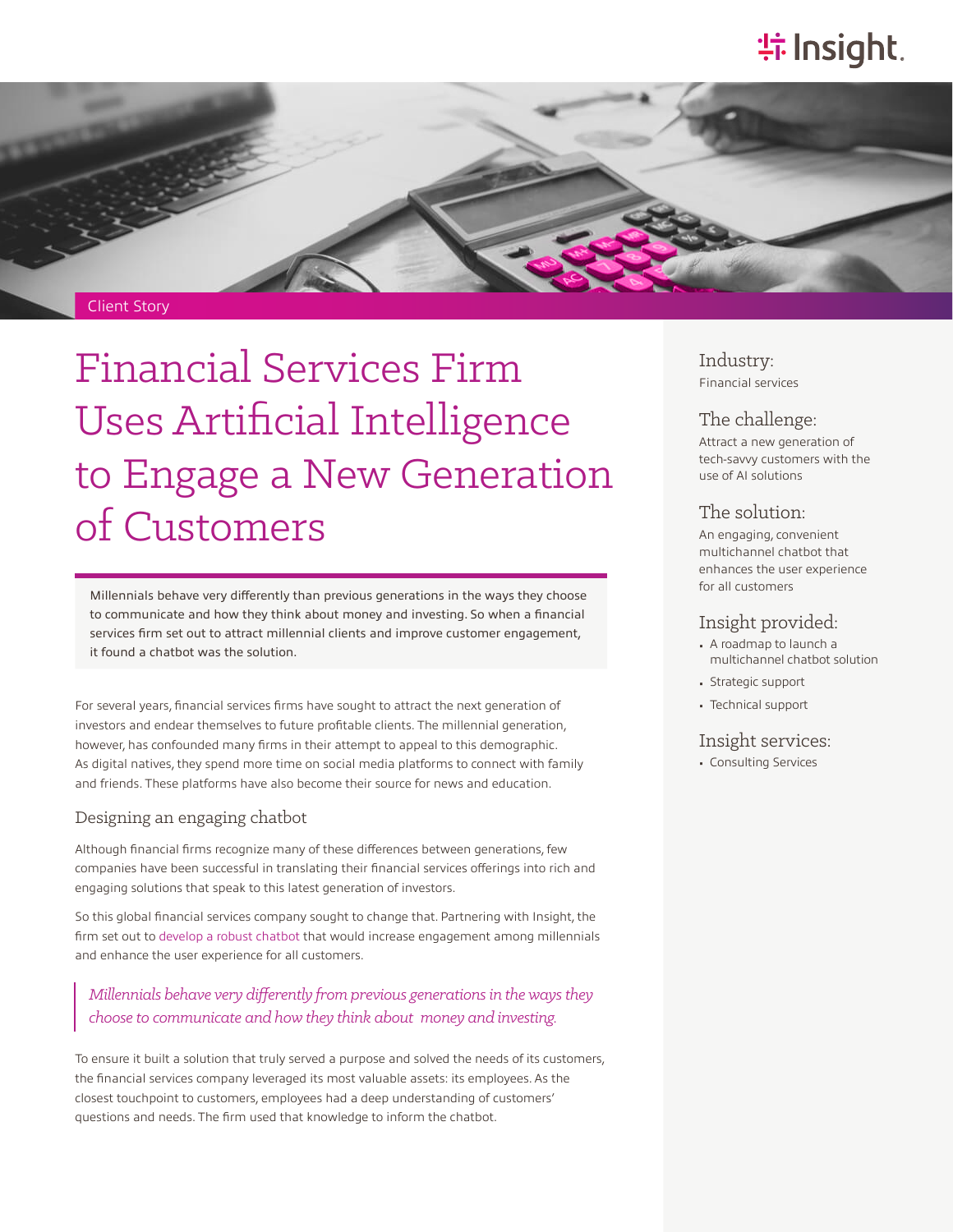Client Story

# Financial Services Firm Uses Artificial Intelligence to Engage a New Generation of Customers

Millennials behave very differently than previous generations in the ways they choose to communicate and how they think about money and investing. So when a financial services firm set out to attract millennial clients and improve customer engagement, it found a chatbot was the solution.

For several years, financial services firms have sought to attract the next generation of investors and endear themselves to future profitable clients. The millennial generation, however, has confounded many firms in their attempt to appeal to this demographic. As digital natives, they spend more time on social media platforms to connect with family and friends. These platforms have also become their source for news and education.

## Designing an engaging chatbot

Although financial firms recognize many of these differences between generations, few companies have been successful in translating their financial services offerings into rich and engaging solutions that speak to this latest generation of investors.

So this global financial services company sought to change that. Partnering with Insight, the firm set out to develop a robust chatbot that would increase engagement among millennials and enhance the user experience for all customers.

> *Millennials behave very differently from previous generations in the ways they choose to communicate and how they think about money and investing.*

To ensure it built a solution that truly served a purpose and solved the needs of its customers, the financial services company leveraged its most valuable assets: its employees. As the closest touchpoint to customers, employees had a deep understanding of customers' questions and needs. The firm used that knowledge to inform the chatbot.

### Industry:
Financial services

### The challenge:
Attract a new generation of tech-savvy customers with the use of AI solutions

### The solution:
An engaging, convenient multichannel chatbot that enhances the user experience for all customers

### Insight provided:
- A roadmap to launch a multichannel chatbot solution
- Strategic support
- Technical support

### Insight services:
- Consulting Services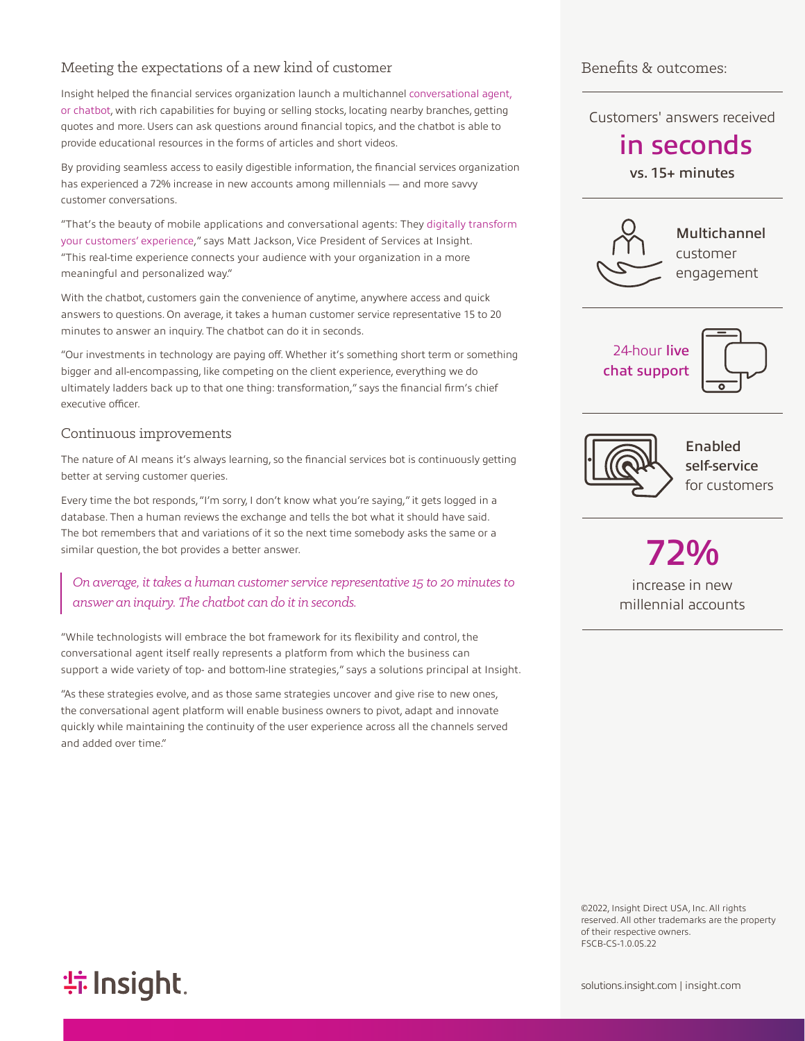## Meeting the expectations of a new kind of customer

Insight helped the financial services organization launch a multichannel conversational agent, or chatbot, with rich capabilities for buying or selling stocks, locating nearby branches, getting quotes and more. Users can ask questions around financial topics, and the chatbot is able to provide educational resources in the forms of articles and short videos.

By providing seamless access to easily digestible information, the financial services organization has experienced a 72% increase in new accounts among millennials — and more savvy customer conversations.

"That's the beauty of mobile applications and conversational agents: They digitally transform your customers' experience," says Matt Jackson, Vice President of Services at Insight. "This real-time experience connects your audience with your organization in a more meaningful and personalized way."

With the chatbot, customers gain the convenience of anytime, anywhere access and quick answers to questions. On average, it takes a human customer service representative 15 to 20 minutes to answer an inquiry. The chatbot can do it in seconds.

"Our investments in technology are paying off. Whether it's something short term or something bigger and all-encompassing, like competing on the client experience, everything we do ultimately ladders back up to that one thing: transformation," says the financial firm's chief executive officer.

## Continuous improvements

The nature of AI means it's always learning, so the financial services bot is continuously getting better at serving customer queries.

Every time the bot responds, "I'm sorry, I don't know what you're saying," it gets logged in a database. Then a human reviews the exchange and tells the bot what it should have said. The bot remembers that and variations of it so the next time somebody asks the same or a similar question, the bot provides a better answer.

> *On average, it takes a human customer service representative 15 to 20 minutes to answer an inquiry. The chatbot can do it in seconds.*

"While technologists will embrace the bot framework for its flexibility and control, the conversational agent itself really represents a platform from which the business can support a wide variety of top- and bottom-line strategies," says a solutions principal at Insight.

"As these strategies evolve, and as those same strategies uncover and give rise to new ones, the conversational agent platform will enable business owners to pivot, adapt and innovate quickly while maintaining the continuity of the user experience across all the channels served and added over time."

## Benefits & outcomes:

Customers' answers received **in seconds** **vs. 15+ minutes**

**Multichannel** customer engagement

24-hour **live chat support**

**Enabled self-service** for customers

**72%** increase in new millennial accounts

©2022, Insight Direct USA, Inc. All rights reserved. All other trademarks are the property of their respective owners. FSCB-CS-1.0.05.22

solutions.insight.com | insight.com